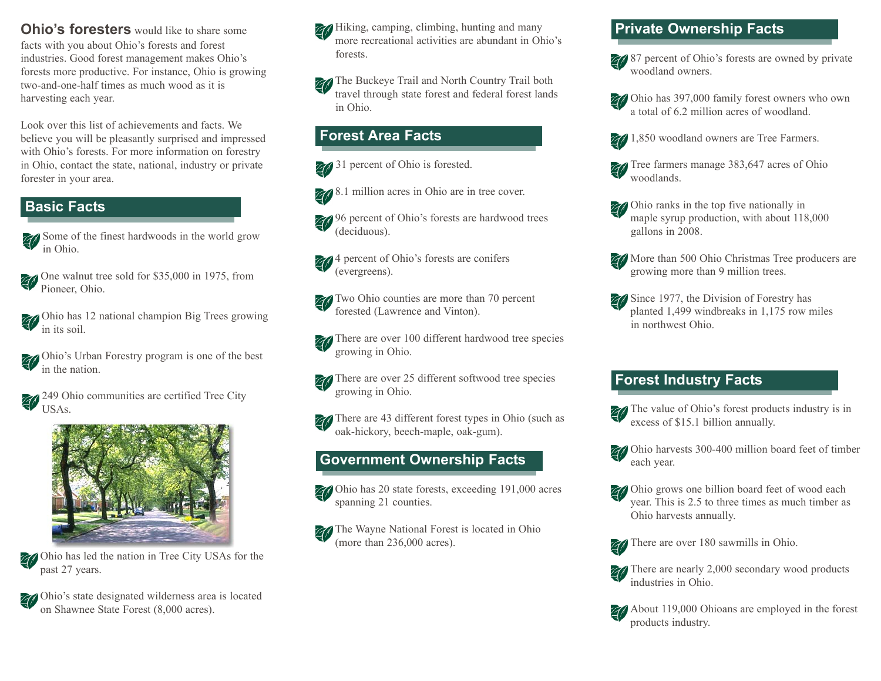**Ohio's foresters** would like to share some facts with you about Ohio's forests and forest industries. Good forest management makes Ohio's forests more productive. For instance, Ohio is growing two-and-one-half times as much wood as it is harvesting each year.

Look over this list of achievements and facts. We believe you will be pleasantly surprised and impressed with Ohio's forests. For more information on forestry in Ohio, contact the state, national, industry or private forester in your area.

## Basic Facts

- Some of the finest hardwoods in the world grow in Ohio.
- One walnut tree sold for $35,000 in 1975, from Pioneer, Ohio.
- Ohio has 12 national champion Big Trees growing in its soil.
- Ohio's Urban Forestry program is one of the best in the nation.
- 249 Ohio communities are certified Tree City USAs.
- Ohio has led the nation in Tree City USAs for the past 27 years.
- Ohio's state designated wilderness area is located on Shawnee State Forest (8,000 acres).
- Hiking, camping, climbing, hunting and many more recreational activities are abundant in Ohio's forests.
- The Buckeye Trail and North Country Trail both travel through state forest and federal forest lands in Ohio.

## Forest Area Facts

- 31 percent of Ohio is forested.
- 8.1 million acres in Ohio are in tree cover.
- 96 percent of Ohio's forests are hardwood trees (deciduous).
- 4 percent of Ohio's forests are conifers (evergreens).
- Two Ohio counties are more than 70 percent forested (Lawrence and Vinton).
- There are over 100 different hardwood tree species growing in Ohio.
- There are over 25 different softwood tree species growing in Ohio.
- There are 43 different forest types in Ohio (such as oak-hickory, beech-maple, oak-gum).

## Government Ownership Facts

- Ohio has 20 state forests, exceeding 191,000 acres spanning 21 counties.
- The Wayne National Forest is located in Ohio (more than 236,000 acres).

## Private Ownership Facts

- 87 percent of Ohio's forests are owned by private woodland owners.
- Ohio has 397,000 family forest owners who own a total of 6.2 million acres of woodland.
- 1,850 woodland owners are Tree Farmers.
- Tree farmers manage 383,647 acres of Ohio woodlands.
- Ohio ranks in the top five nationally in maple syrup production, with about 118,000 gallons in 2008.
- More than 500 Ohio Christmas Tree producers are growing more than 9 million trees.
- Since 1977, the Division of Forestry has planted 1,499 windbreaks in 1,175 row miles in northwest Ohio.

## Forest Industry Facts

- The value of Ohio's forest products industry is in excess of $15.1 billion annually.
- Ohio harvests 300-400 million board feet of timber each year.
- Ohio grows one billion board feet of wood each year. This is 2.5 to three times as much timber as Ohio harvests annually.
- There are over 180 sawmills in Ohio.
- There are nearly 2,000 secondary wood products industries in Ohio.
- About 119,000 Ohioans are employed in the forest products industry.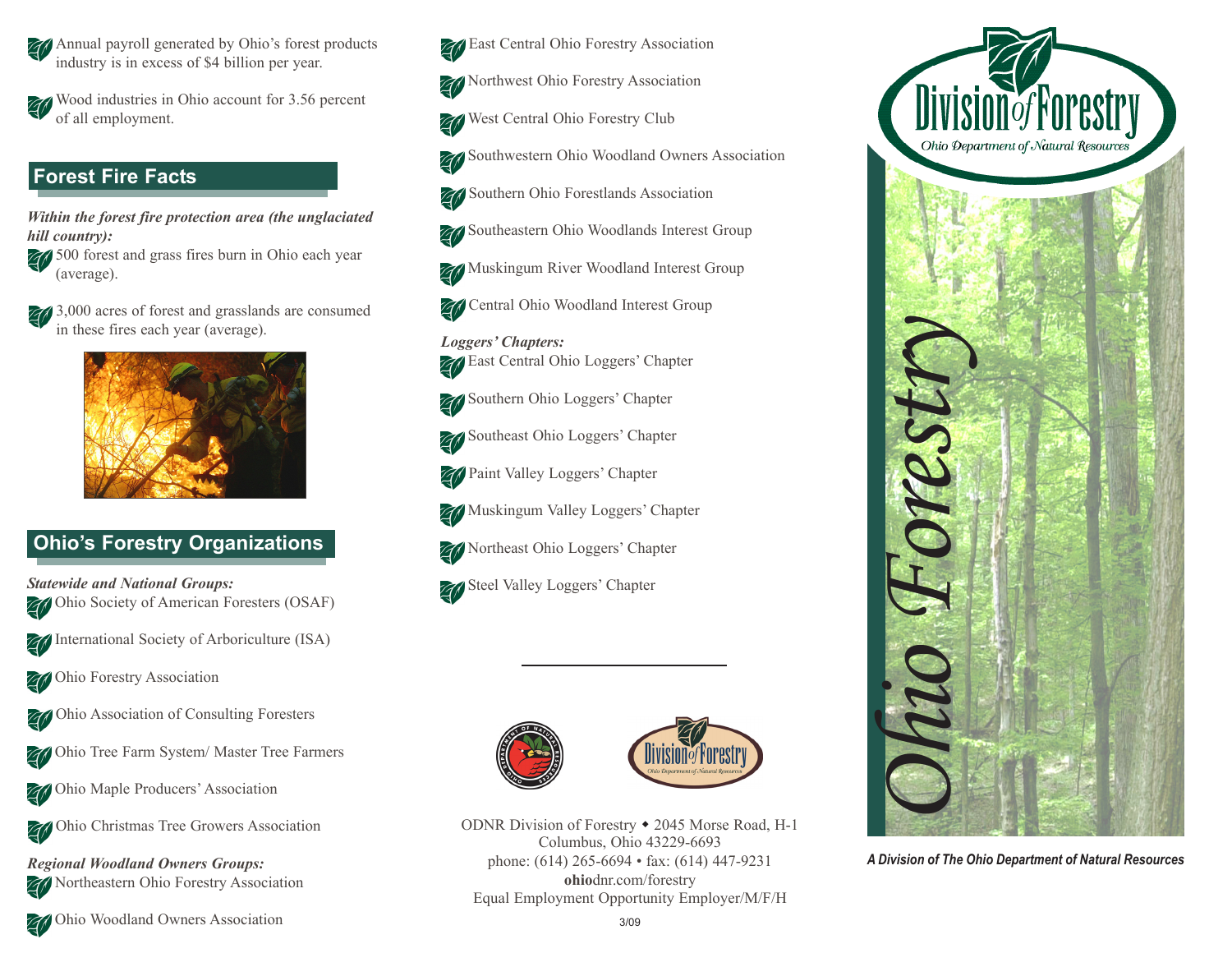- Annual payroll generated by Ohio's forest products industry is in excess of $4 billion per year.
- Wood industries in Ohio account for 3.56 percent of all employment.

## Forest Fire Facts

***Within the forest fire protection area (the unglaciated hill country):***

- 500 forest and grass fires burn in Ohio each year (average).
- 3,000 acres of forest and grasslands are consumed in these fires each year (average).

## Ohio's Forestry Organizations

***Statewide and National Groups:***

- Ohio Society of American Foresters (OSAF)
- International Society of Arboriculture (ISA)
- Ohio Forestry Association
- Ohio Association of Consulting Foresters
- Ohio Tree Farm System/ Master Tree Farmers
- Ohio Maple Producers' Association
- Ohio Christmas Tree Growers Association

***Regional Woodland Owners Groups:***

- Northeastern Ohio Forestry Association
- Ohio Woodland Owners Association
- East Central Ohio Forestry Association
- Northwest Ohio Forestry Association
- West Central Ohio Forestry Club
- Southwestern Ohio Woodland Owners Association
- Southern Ohio Forestlands Association
- Southeastern Ohio Woodlands Interest Group
- Muskingum River Woodland Interest Group
- Central Ohio Woodland Interest Group

***Loggers' Chapters:***

- East Central Ohio Loggers' Chapter
- Southern Ohio Loggers' Chapter
- Southeast Ohio Loggers' Chapter
- Paint Valley Loggers' Chapter
- Muskingum Valley Loggers' Chapter
- Northeast Ohio Loggers' Chapter
- Steel Valley Loggers' Chapter

ODNR Division of Forestry ◆ 2045 Morse Road, H-1
Columbus, Ohio 43229-6693
phone: (614) 265-6694 • fax: (614) 447-9231
**ohio**dnr.com/forestry
Equal Employment Opportunity Employer/M/F/H

3/09

# Division of Forestry

Ohio Department of Natural Resources

# *Ohio Forestry*

***A Division of The Ohio Department of Natural Resources***